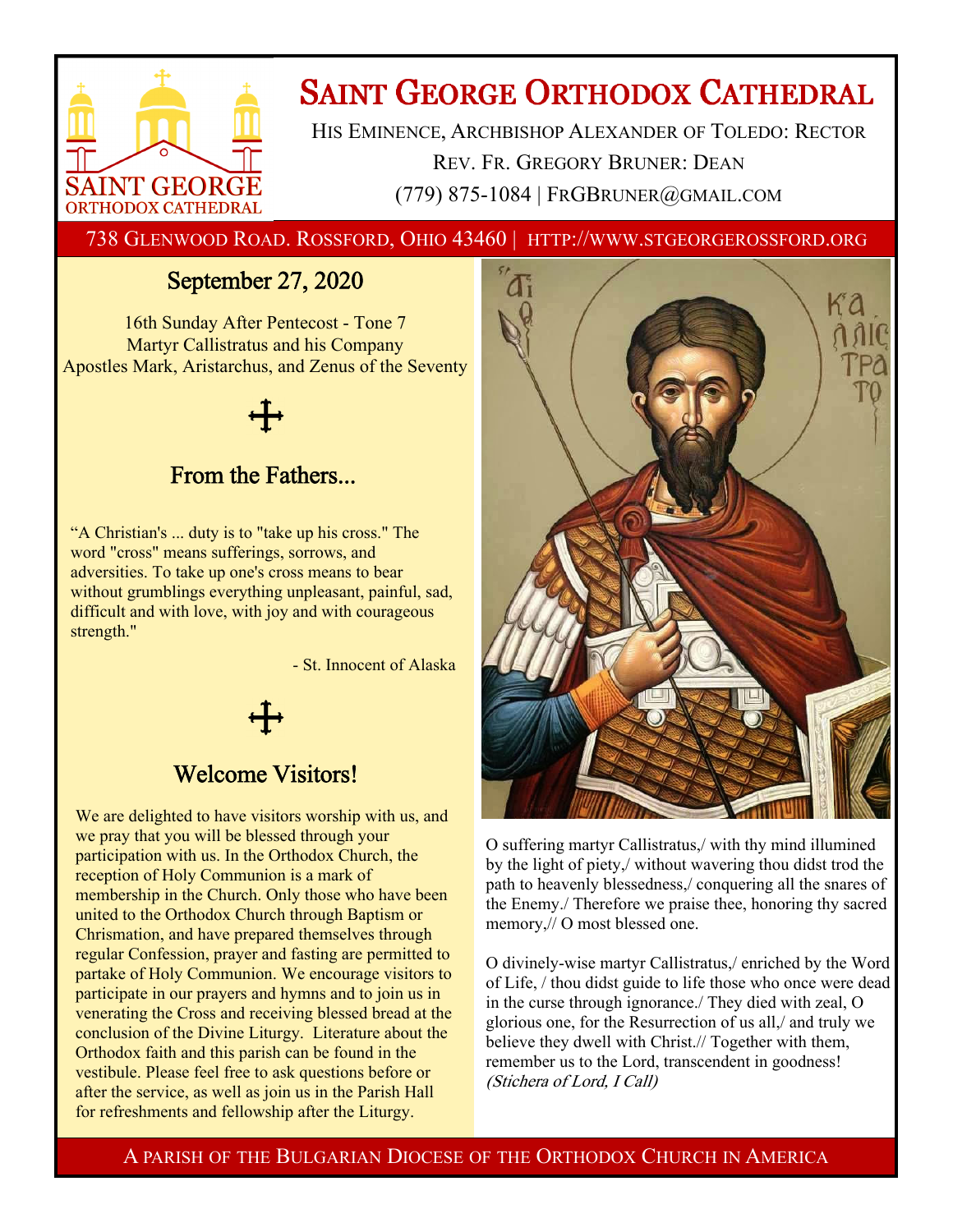# Saint George Orthodox Cathedral

His Eminence, Archbishop Alexander of Toledo: Rector

Rev. Fr. Gregory Bruner: Dean

(779) 875-1084 | FrGBruner@gmail.com

738 Glenwood Road. Rossford, Ohio 43460 | http://www.stgeorgerossford.org

## September 27, 2020

16th Sunday After Pentecost - Tone 7
Martyr Callistratus and his Company
Apostles Mark, Aristarchus, and Zenus of the Seventy

## From the Fathers...

"A Christian's ... duty is to "take up his cross." The word "cross" means sufferings, sorrows, and adversities. To take up one's cross means to bear without grumblings everything unpleasant, painful, sad, difficult and with love, with joy and with courageous strength."

- St. Innocent of Alaska

## Welcome Visitors!

We are delighted to have visitors worship with us, and we pray that you will be blessed through your participation with us. In the Orthodox Church, the reception of Holy Communion is a mark of membership in the Church. Only those who have been united to the Orthodox Church through Baptism or Chrismation, and have prepared themselves through regular Confession, prayer and fasting are permitted to partake of Holy Communion. We encourage visitors to participate in our prayers and hymns and to join us in venerating the Cross and receiving blessed bread at the conclusion of the Divine Liturgy. Literature about the Orthodox faith and this parish can be found in the vestibule. Please feel free to ask questions before or after the service, as well as join us in the Parish Hall for refreshments and fellowship after the Liturgy.

O suffering martyr Callistratus,/ with thy mind illumined by the light of piety,/ without wavering thou didst trod the path to heavenly blessedness,/ conquering all the snares of the Enemy./ Therefore we praise thee, honoring thy sacred memory,// O most blessed one.

O divinely-wise martyr Callistratus,/ enriched by the Word of Life, / thou didst guide to life those who once were dead in the curse through ignorance./ They died with zeal, O glorious one, for the Resurrection of us all,/ and truly we believe they dwell with Christ.// Together with them, remember us to the Lord, transcendent in goodness! *(Stichera of Lord, I Call)*

A parish of the Bulgarian Diocese of the Orthodox Church in America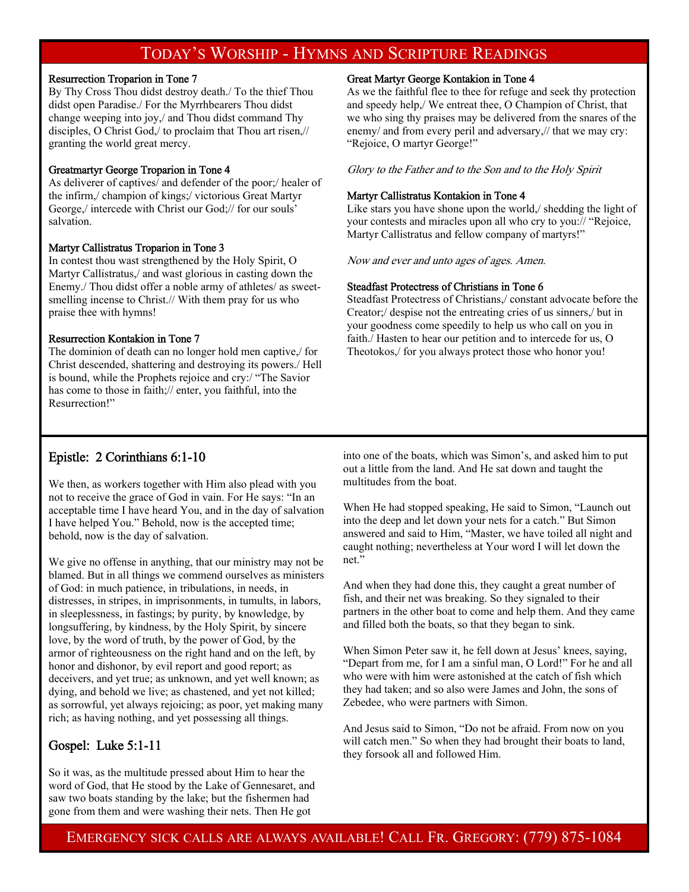# Today's Worship - Hymns and Scripture Readings

**Resurrection Troparion in Tone 7**
By Thy Cross Thou didst destroy death./ To the thief Thou didst open Paradise./ For the Myrrhbearers Thou didst change weeping into joy,/ and Thou didst command Thy disciples, O Christ God,/ to proclaim that Thou art risen,// granting the world great mercy.

**Greatmartyr George Troparion in Tone 4**
As deliverer of captives/ and defender of the poor;/ healer of the infirm,/ champion of kings;/ victorious Great Martyr George,/ intercede with Christ our God;// for our souls' salvation.

**Martyr Callistratus Troparion in Tone 3**
In contest thou wast strengthened by the Holy Spirit, O Martyr Callistratus,/ and wast glorious in casting down the Enemy./ Thou didst offer a noble army of athletes/ as sweet-smelling incense to Christ.// With them pray for us who praise thee with hymns!

**Resurrection Kontakion in Tone 7**
The dominion of death can no longer hold men captive,/ for Christ descended, shattering and destroying its powers./ Hell is bound, while the Prophets rejoice and cry:/ "The Savior has come to those in faith;// enter, you faithful, into the Resurrection!"

**Great Martyr George Kontakion in Tone 4**
As we the faithful flee to thee for refuge and seek thy protection and speedy help,/ We entreat thee, O Champion of Christ, that we who sing thy praises may be delivered from the snares of the enemy/ and from every peril and adversary,// that we may cry: "Rejoice, O martyr George!"

*Glory to the Father and to the Son and to the Holy Spirit*

**Martyr Callistratus Kontakion in Tone 4**
Like stars you have shone upon the world,/ shedding the light of your contests and miracles upon all who cry to you:// "Rejoice, Martyr Callistratus and fellow company of martyrs!"

*Now and ever and unto ages of ages. Amen.*

**Steadfast Protectress of Christians in Tone 6**
Steadfast Protectress of Christians,/ constant advocate before the Creator;/ despise not the entreating cries of us sinners,/ but in your goodness come speedily to help us who call on you in faith./ Hasten to hear our petition and to intercede for us, O Theotokos,/ for you always protect those who honor you!

## Epistle: 2 Corinthians 6:1-10

We then, as workers together with Him also plead with you not to receive the grace of God in vain. For He says: "In an acceptable time I have heard You, and in the day of salvation I have helped You." Behold, now is the accepted time; behold, now is the day of salvation.

We give no offense in anything, that our ministry may not be blamed. But in all things we commend ourselves as ministers of God: in much patience, in tribulations, in needs, in distresses, in stripes, in imprisonments, in tumults, in labors, in sleeplessness, in fastings; by purity, by knowledge, by longsuffering, by kindness, by the Holy Spirit, by sincere love, by the word of truth, by the power of God, by the armor of righteousness on the right hand and on the left, by honor and dishonor, by evil report and good report; as deceivers, and yet true; as unknown, and yet well known; as dying, and behold we live; as chastened, and yet not killed; as sorrowful, yet always rejoicing; as poor, yet making many rich; as having nothing, and yet possessing all things.

## Gospel: Luke 5:1-11

So it was, as the multitude pressed about Him to hear the word of God, that He stood by the Lake of Gennesaret, and saw two boats standing by the lake; but the fishermen had gone from them and were washing their nets. Then He got into one of the boats, which was Simon's, and asked him to put out a little from the land. And He sat down and taught the multitudes from the boat.

When He had stopped speaking, He said to Simon, "Launch out into the deep and let down your nets for a catch." But Simon answered and said to Him, "Master, we have toiled all night and caught nothing; nevertheless at Your word I will let down the net."

And when they had done this, they caught a great number of fish, and their net was breaking. So they signaled to their partners in the other boat to come and help them. And they came and filled both the boats, so that they began to sink.

When Simon Peter saw it, he fell down at Jesus' knees, saying, "Depart from me, for I am a sinful man, O Lord!" For he and all who were with him were astonished at the catch of fish which they had taken; and so also were James and John, the sons of Zebedee, who were partners with Simon.

And Jesus said to Simon, "Do not be afraid. From now on you will catch men." So when they had brought their boats to land, they forsook all and followed Him.

Emergency sick calls are always available! Call Fr. Gregory: (779) 875-1084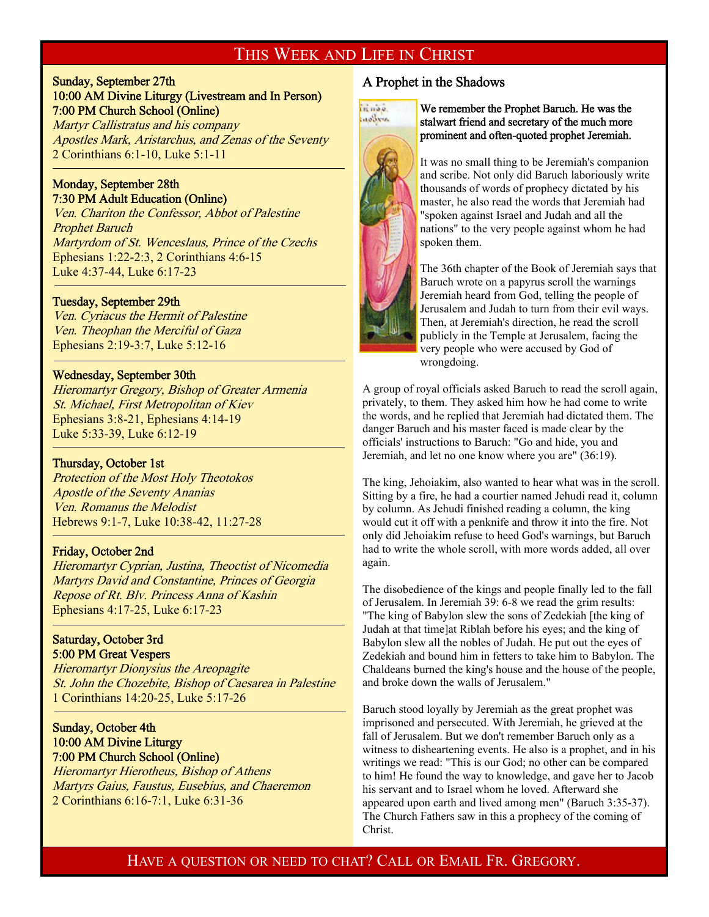# This Week and Life in Christ

**Sunday, September 27th**
**10:00 AM Divine Liturgy (Livestream and In Person)**
**7:00 PM Church School (Online)**
*Martyr Callistratus and his company*
*Apostles Mark, Aristarchus, and Zenas of the Seventy*
2 Corinthians 6:1-10, Luke 5:1-11

---

**Monday, September 28th**
**7:30 PM Adult Education (Online)**
*Ven. Chariton the Confessor, Abbot of Palestine*
*Prophet Baruch*
*Martyrdom of St. Wenceslaus, Prince of the Czechs*
Ephesians 1:22-2:3, 2 Corinthians 4:6-15
Luke 4:37-44, Luke 6:17-23

---

**Tuesday, September 29th**
*Ven. Cyriacus the Hermit of Palestine*
*Ven. Theophan the Merciful of Gaza*
Ephesians 2:19-3:7, Luke 5:12-16

---

**Wednesday, September 30th**
*Hieromartyr Gregory, Bishop of Greater Armenia*
*St. Michael, First Metropolitan of Kiev*
Ephesians 3:8-21, Ephesians 4:14-19
Luke 5:33-39, Luke 6:12-19

---

**Thursday, October 1st**
*Protection of the Most Holy Theotokos*
*Apostle of the Seventy Ananias*
*Ven. Romanus the Melodist*
Hebrews 9:1-7, Luke 10:38-42, 11:27-28

---

**Friday, October 2nd**
*Hieromartyr Cyprian, Justina, Theoctist of Nicomedia*
*Martyrs David and Constantine, Princes of Georgia*
*Repose of Rt. Blv. Princess Anna of Kashin*
Ephesians 4:17-25, Luke 6:17-23

---

**Saturday, October 3rd**
**5:00 PM Great Vespers**
*Hieromartyr Dionysius the Areopagite*
*St. John the Chozebite, Bishop of Caesarea in Palestine*
1 Corinthians 14:20-25, Luke 5:17-26

---

**Sunday, October 4th**
**10:00 AM Divine Liturgy**
**7:00 PM Church School (Online)**
*Hieromartyr Hierotheus, Bishop of Athens*
*Martyrs Gaius, Faustus, Eusebius, and Chaeremon*
2 Corinthians 6:16-7:1, Luke 6:31-36

## A Prophet in the Shadows

**We remember the Prophet Baruch. He was the stalwart friend and secretary of the much more prominent and often-quoted prophet Jeremiah.**

It was no small thing to be Jeremiah's companion and scribe. Not only did Baruch laboriously write thousands of words of prophecy dictated by his master, he also read the words that Jeremiah had "spoken against Israel and Judah and all the nations" to the very people against whom he had spoken them.

The 36th chapter of the Book of Jeremiah says that Baruch wrote on a papyrus scroll the warnings Jeremiah heard from God, telling the people of Jerusalem and Judah to turn from their evil ways. Then, at Jeremiah's direction, he read the scroll publicly in the Temple at Jerusalem, facing the very people who were accused by God of wrongdoing.

A group of royal officials asked Baruch to read the scroll again, privately, to them. They asked him how he had come to write the words, and he replied that Jeremiah had dictated them. The danger Baruch and his master faced is made clear by the officials' instructions to Baruch: "Go and hide, you and Jeremiah, and let no one know where you are" (36:19).

The king, Jehoiakim, also wanted to hear what was in the scroll. Sitting by a fire, he had a courtier named Jehudi read it, column by column. As Jehudi finished reading a column, the king would cut it off with a penknife and throw it into the fire. Not only did Jehoiakim refuse to heed God's warnings, but Baruch had to write the whole scroll, with more words added, all over again.

The disobedience of the kings and people finally led to the fall of Jerusalem. In Jeremiah 39: 6-8 we read the grim results: "The king of Babylon slew the sons of Zedekiah [the king of Judah at that time]at Riblah before his eyes; and the king of Babylon slew all the nobles of Judah. He put out the eyes of Zedekiah and bound him in fetters to take him to Babylon. The Chaldeans burned the king's house and the house of the people, and broke down the walls of Jerusalem."

Baruch stood loyally by Jeremiah as the great prophet was imprisoned and persecuted. With Jeremiah, he grieved at the fall of Jerusalem. But we don't remember Baruch only as a witness to disheartening events. He also is a prophet, and in his writings we read: "This is our God; no other can be compared to him! He found the way to knowledge, and gave her to Jacob his servant and to Israel whom he loved. Afterward she appeared upon earth and lived among men" (Baruch 3:35-37). The Church Fathers saw in this a prophecy of the coming of Christ.

Have a question or need to chat? Call or Email Fr. Gregory.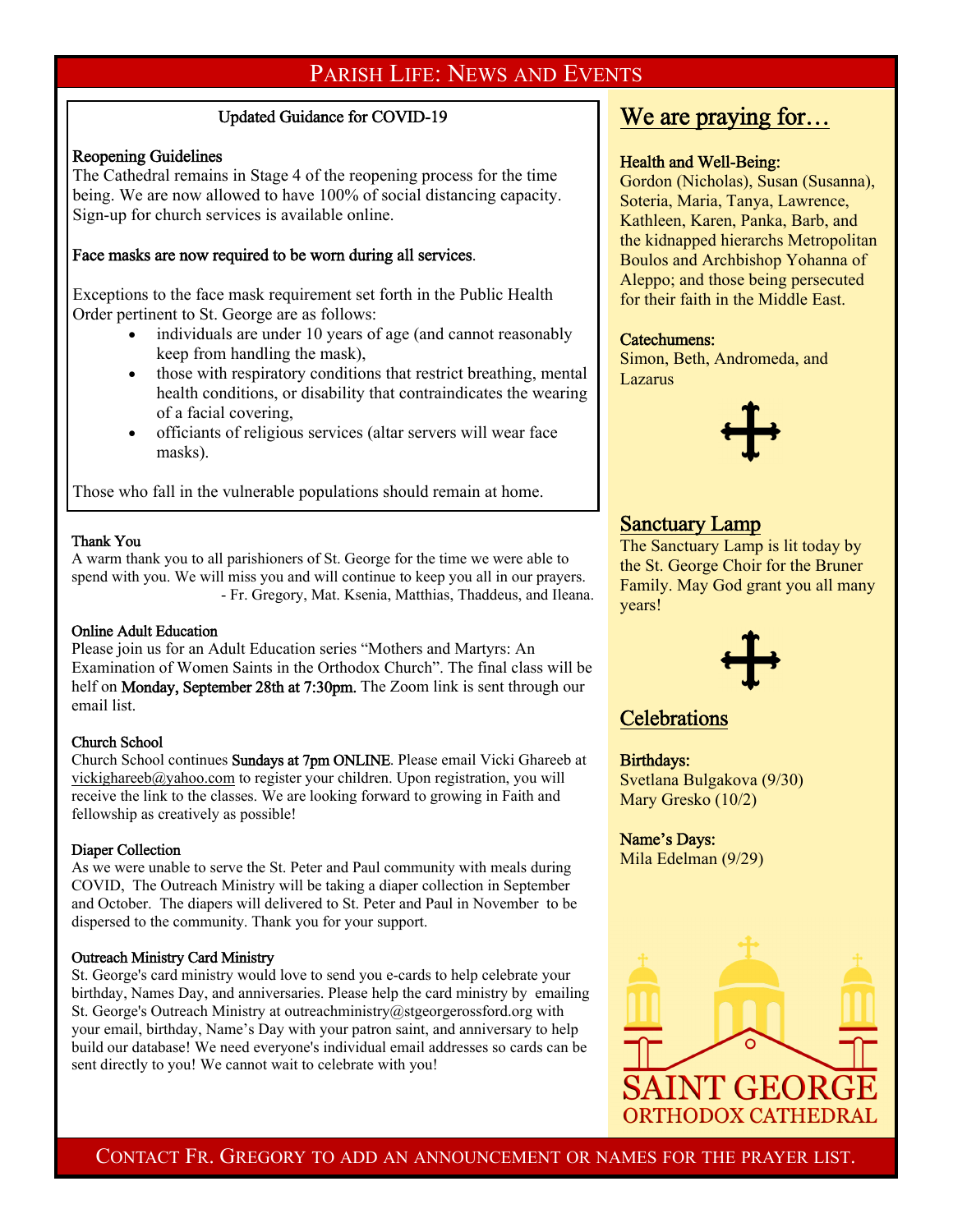# Parish Life: News and Events

## Updated Guidance for COVID-19

**Reopening Guidelines**

The Cathedral remains in Stage 4 of the reopening process for the time being. We are now allowed to have 100% of social distancing capacity. Sign-up for church services is available online.

**Face masks are now required to be worn during all services**.

Exceptions to the face mask requirement set forth in the Public Health Order pertinent to St. George are as follows:

- individuals are under 10 years of age (and cannot reasonably keep from handling the mask),
- those with respiratory conditions that restrict breathing, mental health conditions, or disability that contraindicates the wearing of a facial covering,
- officiants of religious services (altar servers will wear face masks).

Those who fall in the vulnerable populations should remain at home.

**Thank You**

A warm thank you to all parishioners of St. George for the time we were able to spend with you. We will miss you and will continue to keep you all in our prayers.

- Fr. Gregory, Mat. Ksenia, Matthias, Thaddeus, and Ileana.

**Online Adult Education**

Please join us for an Adult Education series "Mothers and Martyrs: An Examination of Women Saints in the Orthodox Church". The final class will be helf on **Monday, September 28th at 7:30pm.** The Zoom link is sent through our email list.

**Church School**

Church School continues **Sundays at 7pm ONLINE**. Please email Vicki Ghareeb at vickighareeb@yahoo.com to register your children. Upon registration, you will receive the link to the classes. We are looking forward to growing in Faith and fellowship as creatively as possible!

**Diaper Collection**

As we were unable to serve the St. Peter and Paul community with meals during COVID, The Outreach Ministry will be taking a diaper collection in September and October. The diapers will delivered to St. Peter and Paul in November to be dispersed to the community. Thank you for your support.

**Outreach Ministry Card Ministry**

St. George's card ministry would love to send you e-cards to help celebrate your birthday, Names Day, and anniversaries. Please help the card ministry by emailing St. George's Outreach Ministry at outreachministry@stgeorgerossford.org with your email, birthday, Name's Day with your patron saint, and anniversary to help build our database! We need everyone's individual email addresses so cards can be sent directly to you! We cannot wait to celebrate with you!

## We are praying for…

**Health and Well-Being:**

Gordon (Nicholas), Susan (Susanna), Soteria, Maria, Tanya, Lawrence, Kathleen, Karen, Panka, Barb, and the kidnapped hierarchs Metropolitan Boulos and Archbishop Yohanna of Aleppo; and those being persecuted for their faith in the Middle East.

**Catechumens:**

Simon, Beth, Andromeda, and Lazarus

## Sanctuary Lamp

The Sanctuary Lamp is lit today by the St. George Choir for the Bruner Family. May God grant you all many years!

## Celebrations

**Birthdays:**

Svetlana Bulgakova (9/30)
Mary Gresko (10/2)

**Name's Days:**

Mila Edelman (9/29)

SAINT GEORGE
ORTHODOX CATHEDRAL

Contact Fr. Gregory to add an announcement or names for the prayer list.